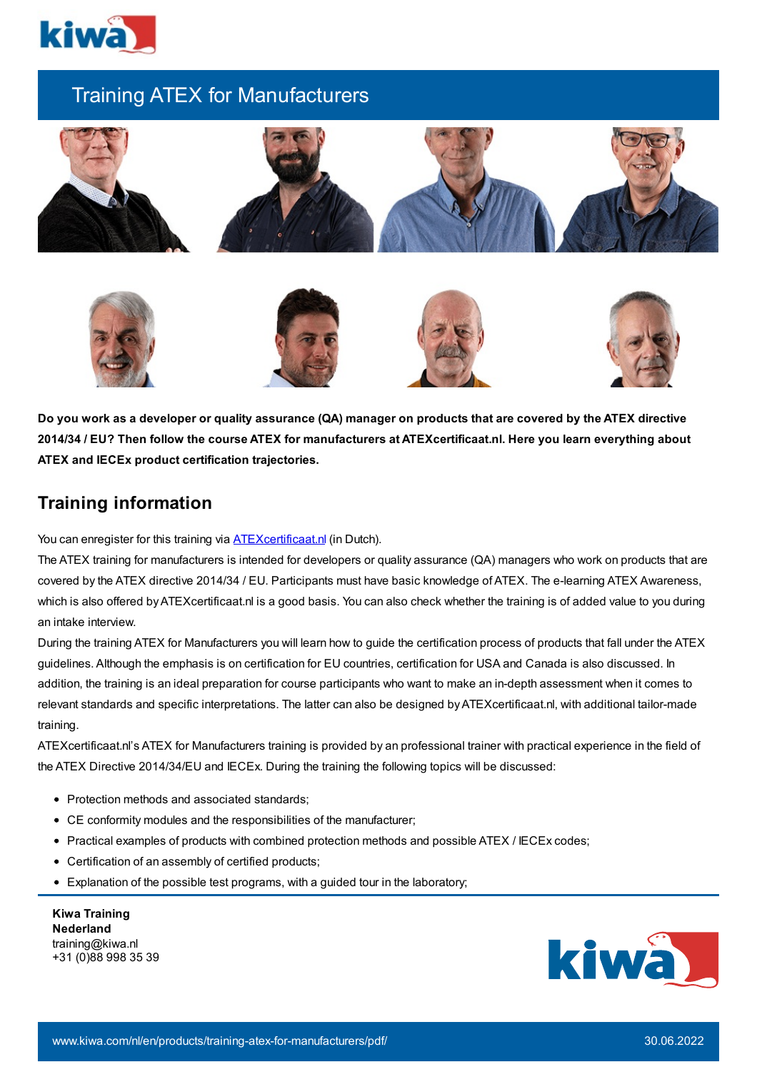# Training ATEX for Manufacturers

**Do you work as a developer or quality assurance (QA) manager on products that are covered by the ATEX directive 2014/34 / EU? Then follow the course ATEX for manufacturers at ATEXcertificaat.nl. Here you learn everything about ATEX and IECEx product certification trajectories.**

## Training information

You can enregister for this training via [ATEXcertificaat.nl](ATEXcertificaat.nl) (in Dutch).

The ATEX training for manufacturers is intended for developers or quality assurance (QA) managers who work on products that are covered by the ATEX directive 2014/34 / EU. Participants must have basic knowledge of ATEX. The e-learning ATEX Awareness, which is also offered by ATEXcertificaat.nl is a good basis. You can also check whether the training is of added value to you during an intake interview.

During the training ATEX for Manufacturers you will learn how to guide the certification process of products that fall under the ATEX guidelines. Although the emphasis is on certification for EU countries, certification for USA and Canada is also discussed. In addition, the training is an ideal preparation for course participants who want to make an in-depth assessment when it comes to relevant standards and specific interpretations. The latter can also be designed by ATEXcertificaat.nl, with additional tailor-made training.

ATEXcertificaat.nl's ATEX for Manufacturers training is provided by an professional trainer with practical experience in the field of the ATEX Directive 2014/34/EU and IECEx. During the training the following topics will be discussed:

- Protection methods and associated standards;
- CE conformity modules and the responsibilities of the manufacturer;
- Practical examples of products with combined protection methods and possible ATEX / IECEx codes;
- Certification of an assembly of certified products;
- Explanation of the possible test programs, with a guided tour in the laboratory;

**Kiwa Training Nederland**
training@kiwa.nl
+31 (0)88 998 35 39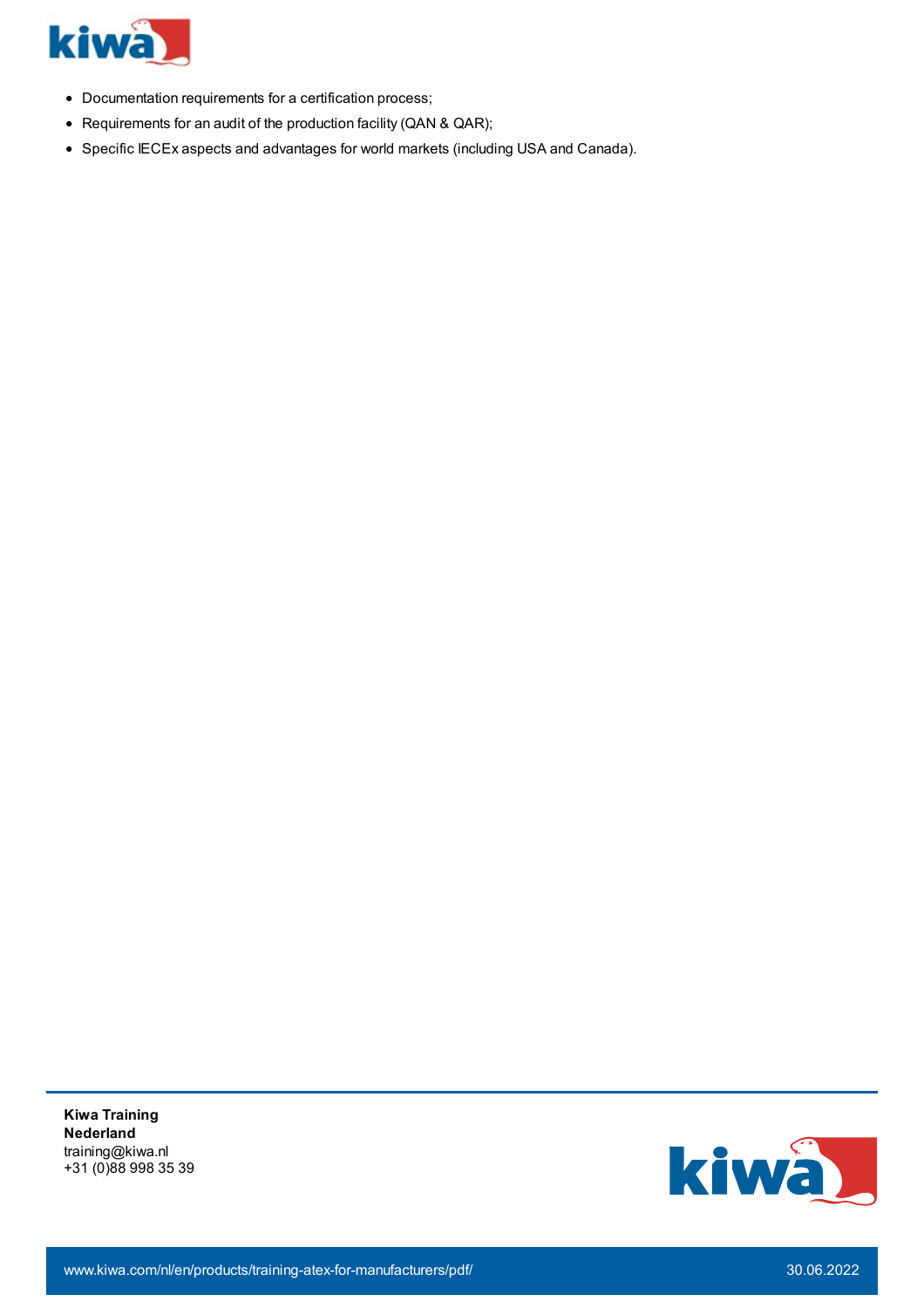- Documentation requirements for a certification process;
- Requirements for an audit of the production facility (QAN & QAR);
- Specific IECEx aspects and advantages for world markets (including USA and Canada).

**Kiwa Training Nederland**
training@kiwa.nl
+31 (0)88 998 35 39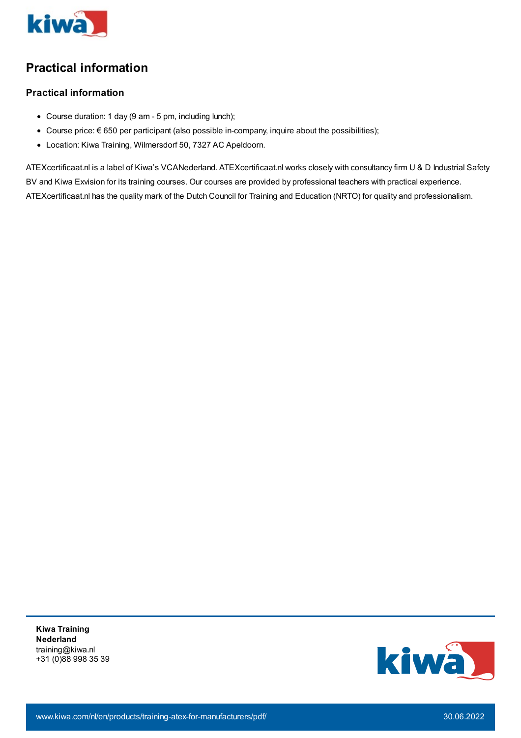## Practical information

### Practical information

- Course duration: 1 day (9 am - 5 pm, including lunch);
- Course price: € 650 per participant (also possible in-company, inquire about the possibilities);
- Location: Kiwa Training, Wilmersdorf 50, 7327 AC Apeldoorn.

ATEXcertificaat.nl is a label of Kiwa's VCANederland. ATEXcertificaat.nl works closely with consultancy firm U & D Industrial Safety BV and Kiwa Exvision for its training courses. Our courses are provided by professional teachers with practical experience. ATEXcertificaat.nl has the quality mark of the Dutch Council for Training and Education (NRTO) for quality and professionalism.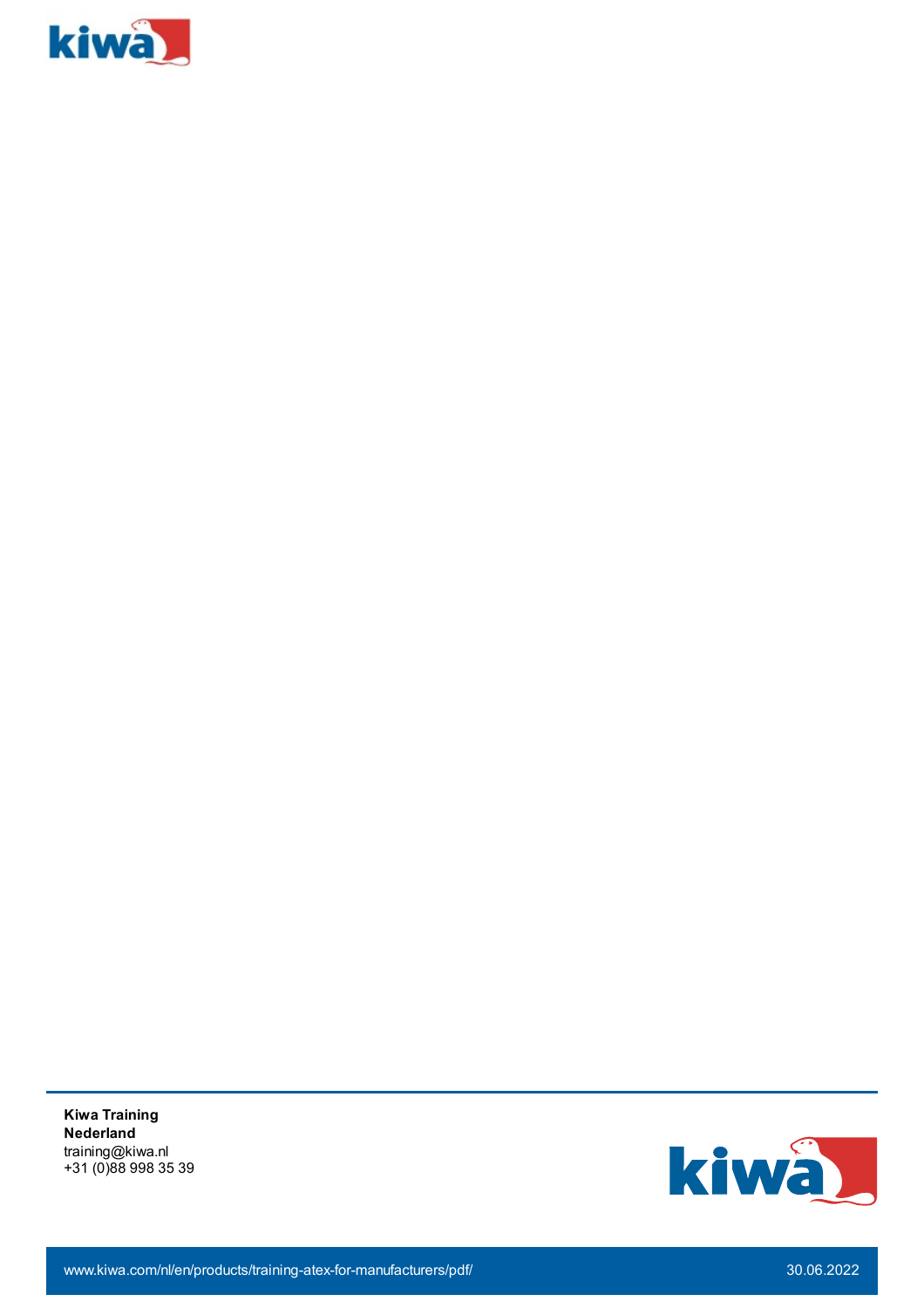**Kiwa Training**
**Nederland**
training@kiwa.nl
+31 (0)88 998 35 39

www.kiwa.com/nl/en/products/training-atex-for-manufacturers/pdf/

30.06.2022